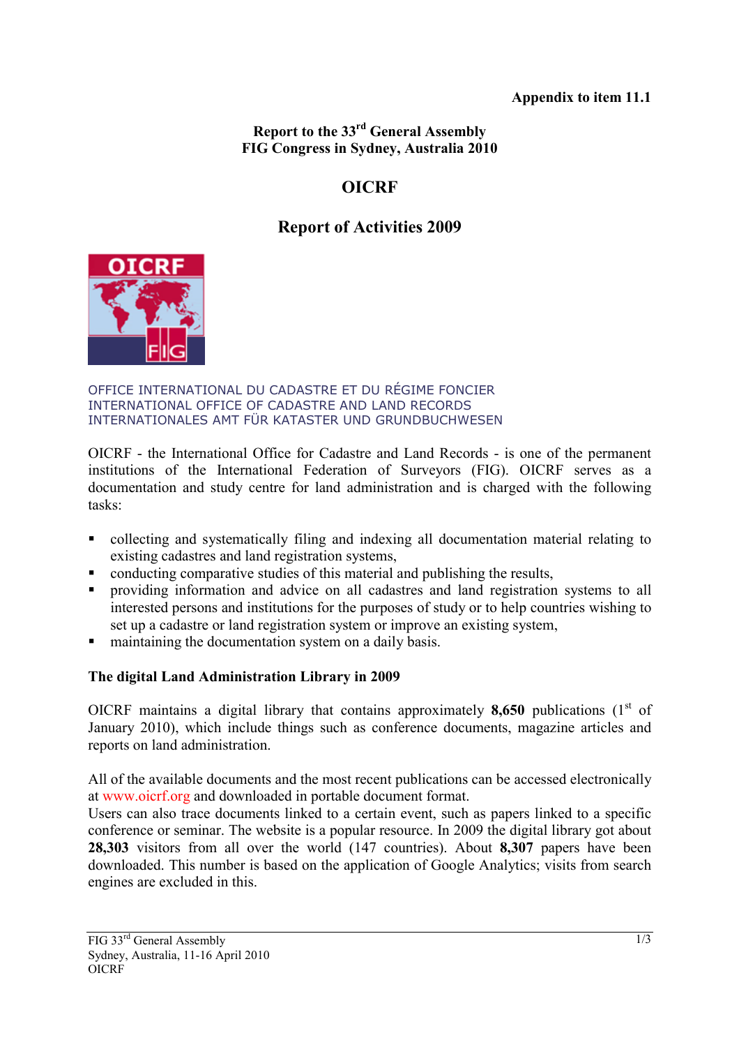**Appendix to item 11.1**

**Report to the 33rd General Assembly**
**FIG Congress in Sydney, Australia 2010**

# OICRF

## Report of Activities 2009

OFFICE INTERNATIONAL DU CADASTRE ET DU RÉGIME FONCIER
INTERNATIONAL OFFICE OF CADASTRE AND LAND RECORDS
INTERNATIONALES AMT FÜR KATASTER UND GRUNDBUCHWESEN

OICRF - the International Office for Cadastre and Land Records - is one of the permanent institutions of the International Federation of Surveyors (FIG). OICRF serves as a documentation and study centre for land administration and is charged with the following tasks:

- collecting and systematically filing and indexing all documentation material relating to existing cadastres and land registration systems,
- conducting comparative studies of this material and publishing the results,
- providing information and advice on all cadastres and land registration systems to all interested persons and institutions for the purposes of study or to help countries wishing to set up a cadastre or land registration system or improve an existing system,
- maintaining the documentation system on a daily basis.

### The digital Land Administration Library in 2009

OICRF maintains a digital library that contains approximately **8,650** publications (1st of January 2010), which include things such as conference documents, magazine articles and reports on land administration.

All of the available documents and the most recent publications can be accessed electronically at www.oicrf.org and downloaded in portable document format.
Users can also trace documents linked to a certain event, such as papers linked to a specific conference or seminar. The website is a popular resource. In 2009 the digital library got about **28,303** visitors from all over the world (147 countries). About **8,307** papers have been downloaded. This number is based on the application of Google Analytics; visits from search engines are excluded in this.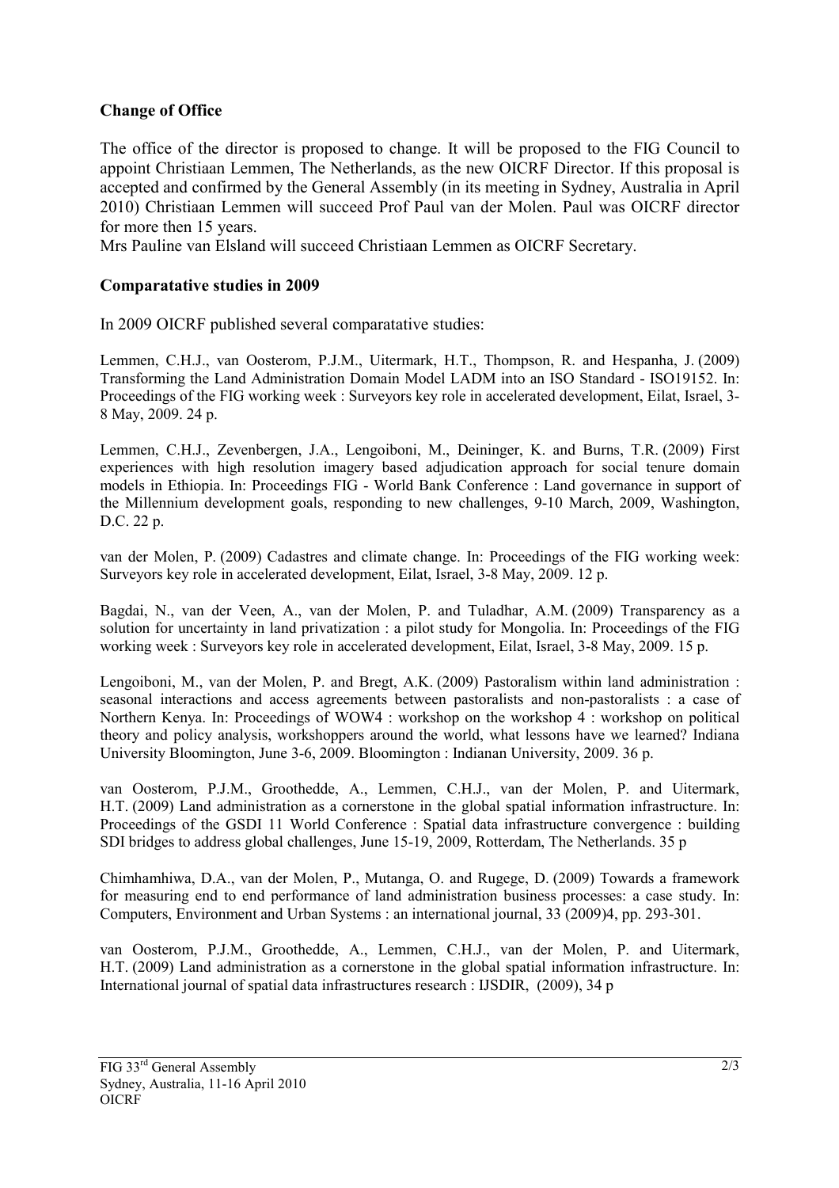**Change of Office**

The office of the director is proposed to change. It will be proposed to the FIG Council to appoint Christiaan Lemmen, The Netherlands, as the new OICRF Director. If this proposal is accepted and confirmed by the General Assembly (in its meeting in Sydney, Australia in April 2010) Christiaan Lemmen will succeed Prof Paul van der Molen. Paul was OICRF director for more then 15 years.

Mrs Pauline van Elsland will succeed Christiaan Lemmen as OICRF Secretary.

**Comparatative studies in 2009**

In 2009 OICRF published several comparatative studies:

Lemmen, C.H.J., van Oosterom, P.J.M., Uitermark, H.T., Thompson, R. and Hespanha, J. (2009) Transforming the Land Administration Domain Model LADM into an ISO Standard - ISO19152. In: Proceedings of the FIG working week : Surveyors key role in accelerated development, Eilat, Israel, 3-8 May, 2009. 24 p.

Lemmen, C.H.J., Zevenbergen, J.A., Lengoiboni, M., Deininger, K. and Burns, T.R. (2009) First experiences with high resolution imagery based adjudication approach for social tenure domain models in Ethiopia. In: Proceedings FIG - World Bank Conference : Land governance in support of the Millennium development goals, responding to new challenges, 9-10 March, 2009, Washington, D.C. 22 p.

van der Molen, P. (2009) Cadastres and climate change. In: Proceedings of the FIG working week: Surveyors key role in accelerated development, Eilat, Israel, 3-8 May, 2009. 12 p.

Bagdai, N., van der Veen, A., van der Molen, P. and Tuladhar, A.M. (2009) Transparency as a solution for uncertainty in land privatization : a pilot study for Mongolia. In: Proceedings of the FIG working week : Surveyors key role in accelerated development, Eilat, Israel, 3-8 May, 2009. 15 p.

Lengoiboni, M., van der Molen, P. and Bregt, A.K. (2009) Pastoralism within land administration : seasonal interactions and access agreements between pastoralists and non-pastoralists : a case of Northern Kenya. In: Proceedings of WOW4 : workshop on the workshop 4 : workshop on political theory and policy analysis, workshoppers around the world, what lessons have we learned? Indiana University Bloomington, June 3-6, 2009. Bloomington : Indianan University, 2009. 36 p.

van Oosterom, P.J.M., Groothedde, A., Lemmen, C.H.J., van der Molen, P. and Uitermark, H.T. (2009) Land administration as a cornerstone in the global spatial information infrastructure. In: Proceedings of the GSDI 11 World Conference : Spatial data infrastructure convergence : building SDI bridges to address global challenges, June 15-19, 2009, Rotterdam, The Netherlands. 35 p

Chimhamhiwa, D.A., van der Molen, P., Mutanga, O. and Rugege, D. (2009) Towards a framework for measuring end to end performance of land administration business processes: a case study. In: Computers, Environment and Urban Systems : an international journal, 33 (2009)4, pp. 293-301.

van Oosterom, P.J.M., Groothedde, A., Lemmen, C.H.J., van der Molen, P. and Uitermark, H.T. (2009) Land administration as a cornerstone in the global spatial information infrastructure. In: International journal of spatial data infrastructures research : IJSDIR, (2009), 34 p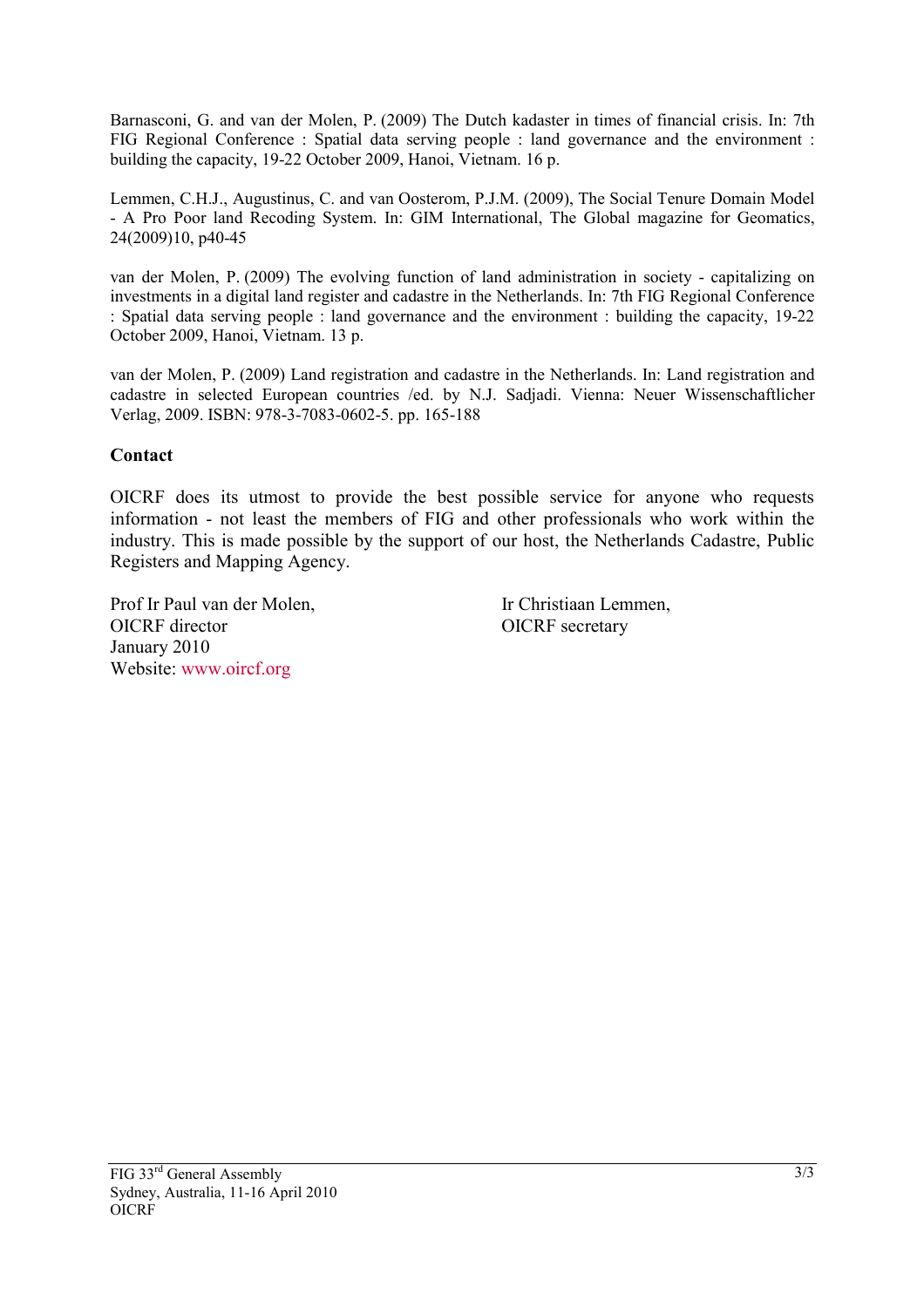Barnasconi, G. and van der Molen, P. (2009) The Dutch kadaster in times of financial crisis. In: 7th FIG Regional Conference : Spatial data serving people : land governance and the environment : building the capacity, 19-22 October 2009, Hanoi, Vietnam. 16 p.

Lemmen, C.H.J., Augustinus, C. and van Oosterom, P.J.M. (2009), The Social Tenure Domain Model - A Pro Poor land Recoding System. In: GIM International, The Global magazine for Geomatics, 24(2009)10, p40-45

van der Molen, P. (2009) The evolving function of land administration in society - capitalizing on investments in a digital land register and cadastre in the Netherlands. In: 7th FIG Regional Conference : Spatial data serving people : land governance and the environment : building the capacity, 19-22 October 2009, Hanoi, Vietnam. 13 p.

van der Molen, P. (2009) Land registration and cadastre in the Netherlands. In: Land registration and cadastre in selected European countries /ed. by N.J. Sadjadi. Vienna: Neuer Wissenschaftlicher Verlag, 2009. ISBN: 978-3-7083-0602-5. pp. 165-188

**Contact**

OICRF does its utmost to provide the best possible service for anyone who requests information - not least the members of FIG and other professionals who work within the industry. This is made possible by the support of our host, the Netherlands Cadastre, Public Registers and Mapping Agency.

Prof Ir Paul van der Molen,
OICRF director
January 2010
Website: www.oircf.org

Ir Christiaan Lemmen,
OICRF secretary